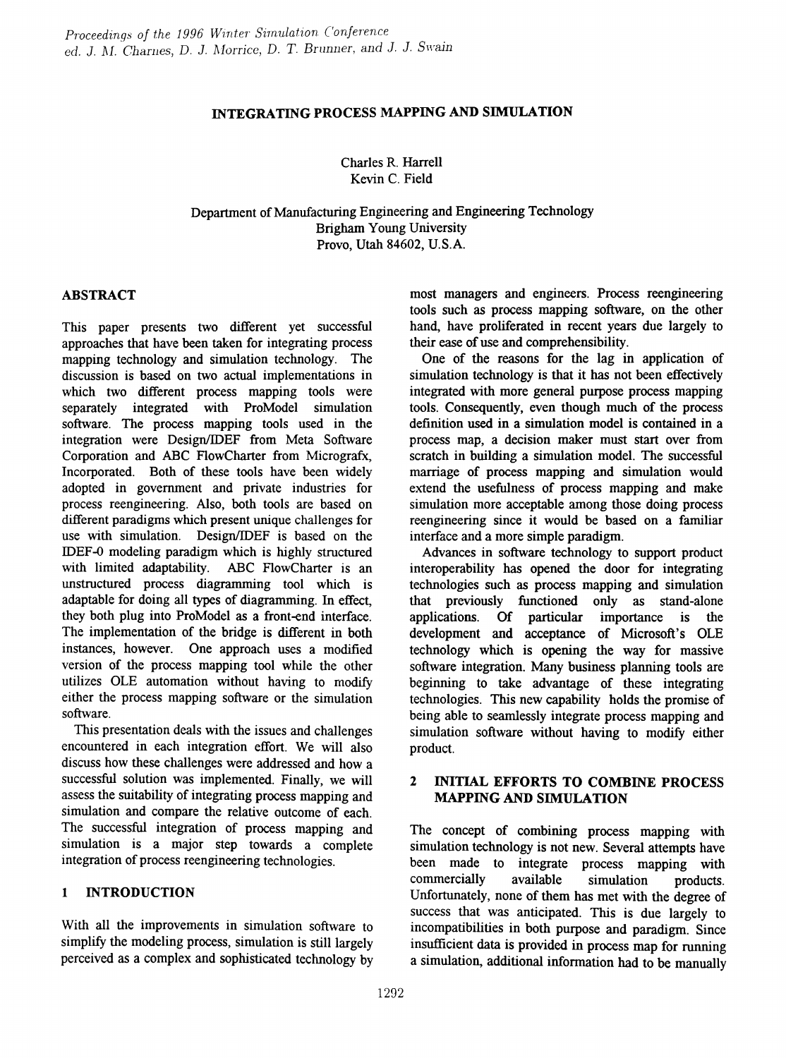# INTEGRATING PROCESS MAPPING AND SIMULATION

Charles R. Harrell
Kevin C. Field

Department of Manufacturing Engineering and Engineering Technology
Brigham Young University
Provo, Utah 84602, U.S.A.

## ABSTRACT

This paper presents two different yet successful approaches that have been taken for integrating process mapping technology and simulation technology. The discussion is based on two actual implementations in which two different process mapping tools were separately integrated with ProModel simulation software. The process mapping tools used in the integration were Design/IDEF from Meta Software Corporation and ABC FlowCharter from Micrografx, Incorporated. Both of these tools have been widely adopted in government and private industries for process reengineering. Also, both tools are based on different paradigms which present unique challenges for use with simulation. Design/IDEF is based on the IDEF-0 modeling paradigm which is highly structured with limited adaptability. ABC FlowCharter is an unstructured process diagramming tool which is adaptable for doing all types of diagramming. In effect, they both plug into ProModel as a front-end interface. The implementation of the bridge is different in both instances, however. One approach uses a modified version of the process mapping tool while the other utilizes OLE automation without having to modify either the process mapping software or the simulation software.

This presentation deals with the issues and challenges encountered in each integration effort. We will also discuss how these challenges were addressed and how a successful solution was implemented. Finally, we will assess the suitability of integrating process mapping and simulation and compare the relative outcome of each. The successful integration of process mapping and simulation is a major step towards a complete integration of process reengineering technologies.

## 1 INTRODUCTION

With all the improvements in simulation software to simplify the modeling process, simulation is still largely perceived as a complex and sophisticated technology by most managers and engineers. Process reengineering tools such as process mapping software, on the other hand, have proliferated in recent years due largely to their ease of use and comprehensibility.

One of the reasons for the lag in application of simulation technology is that it has not been effectively integrated with more general purpose process mapping tools. Consequently, even though much of the process definition used in a simulation model is contained in a process map, a decision maker must start over from scratch in building a simulation model. The successful marriage of process mapping and simulation would extend the usefulness of process mapping and make simulation more acceptable among those doing process reengineering since it would be based on a familiar interface and a more simple paradigm.

Advances in software technology to support product interoperability has opened the door for integrating technologies such as process mapping and simulation that previously functioned only as stand-alone applications. Of particular importance is the development and acceptance of Microsoft's OLE technology which is opening the way for massive software integration. Many business planning tools are beginning to take advantage of these integrating technologies. This new capability holds the promise of being able to seamlessly integrate process mapping and simulation software without having to modify either product.

## 2 INITIAL EFFORTS TO COMBINE PROCESS MAPPING AND SIMULATION

The concept of combining process mapping with simulation technology is not new. Several attempts have been made to integrate process mapping with commercially available simulation products. Unfortunately, none of them has met with the degree of success that was anticipated. This is due largely to incompatibilities in both purpose and paradigm. Since insufficient data is provided in process map for running a simulation, additional information had to be manually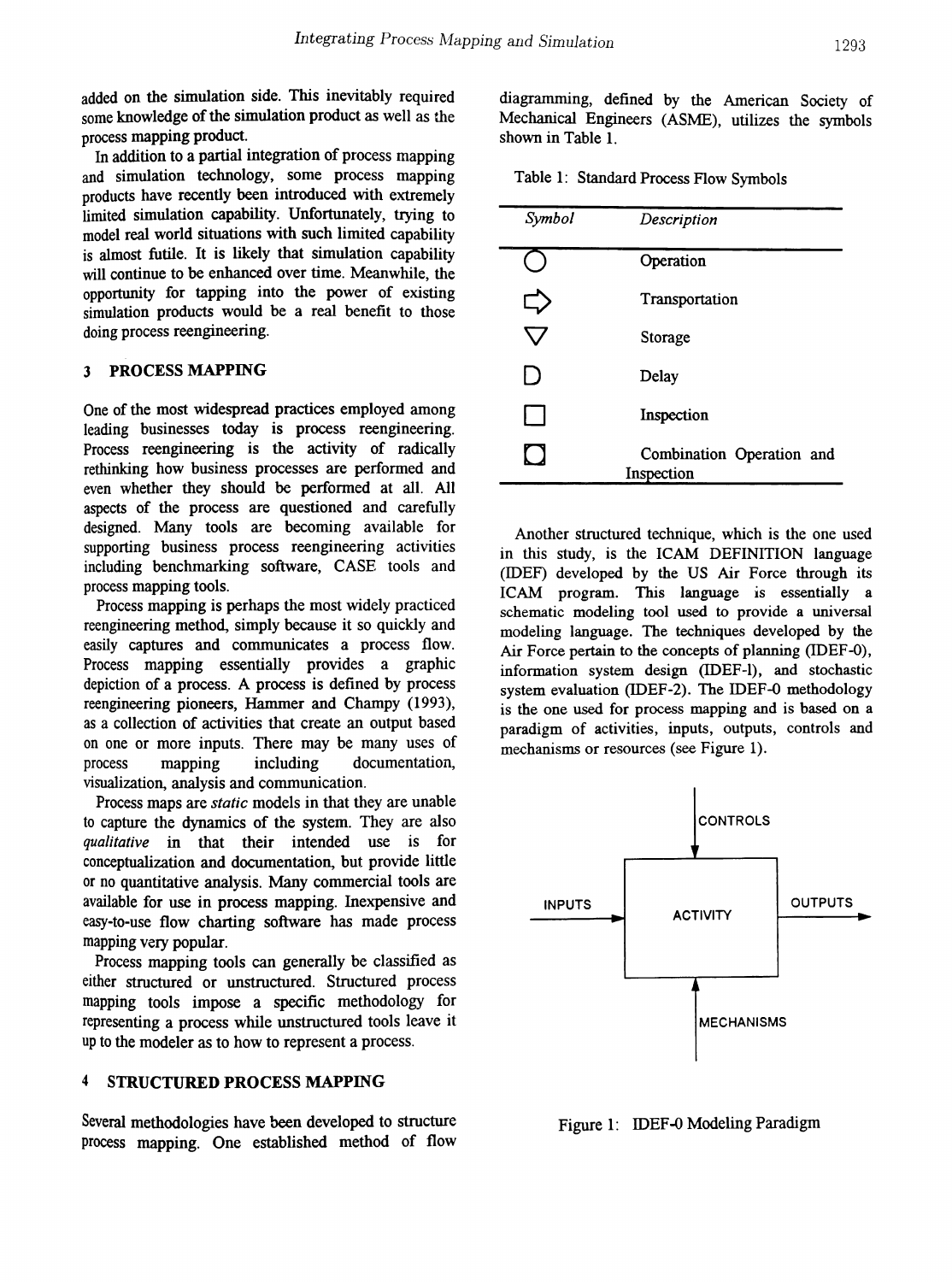added on the simulation side. This inevitably required some knowledge of the simulation product as well as the process mapping product.

In addition to a partial integration of process mapping and simulation technology, some process mapping products have recently been introduced with extremely limited simulation capability. Unfortunately, trying to model real world situations with such limited capability is almost futile. It is likely that simulation capability will continue to be enhanced over time. Meanwhile, the opportunity for tapping into the power of existing simulation products would be a real benefit to those doing process reengineering.

## 3 PROCESS MAPPING

One of the most widespread practices employed among leading businesses today is process reengineering. Process reengineering is the activity of radically rethinking how business processes are performed and even whether they should be performed at all. All aspects of the process are questioned and carefully designed. Many tools are becoming available for supporting business process reengineering activities including benchmarking software, CASE tools and process mapping tools.

Process mapping is perhaps the most widely practiced reengineering method, simply because it so quickly and easily captures and communicates a process flow. Process mapping essentially provides a graphic depiction of a process. A process is defined by process reengineering pioneers, Hammer and Champy (1993), as a collection of activities that create an output based on one or more inputs. There may be many uses of process mapping including documentation, visualization, analysis and communication.

Process maps are *static* models in that they are unable to capture the dynamics of the system. They are also *qualitative* in that their intended use is for conceptualization and documentation, but provide little or no quantitative analysis. Many commercial tools are available for use in process mapping. Inexpensive and easy-to-use flow charting software has made process mapping very popular.

Process mapping tools can generally be classified as either structured or unstructured. Structured process mapping tools impose a specific methodology for representing a process while unstructured tools leave it up to the modeler as to how to represent a process.

## 4 STRUCTURED PROCESS MAPPING

Several methodologies have been developed to structure process mapping. One established method of flow diagramming, defined by the American Society of Mechanical Engineers (ASME), utilizes the symbols shown in Table 1.

Table 1: Standard Process Flow Symbols

| *Symbol* | *Description* |
|---|---|
| ○ | Operation |
| ⇨ | Transportation |
| ▽ | Storage |
| D | Delay |
| □ | Inspection |
| ▣ | Combination Operation and Inspection |

Another structured technique, which is the one used in this study, is the ICAM DEFINITION language (IDEF) developed by the US Air Force through its ICAM program. This language is essentially a schematic modeling tool used to provide a universal modeling language. The techniques developed by the Air Force pertain to the concepts of planning (IDEF-0), information system design (IDEF-1), and stochastic system evaluation (IDEF-2). The IDEF-0 methodology is the one used for process mapping and is based on a paradigm of activities, inputs, outputs, controls and mechanisms or resources (see Figure 1).

CONTROLS

INPUTS

ACTIVITY

OUTPUTS

MECHANISMS

Figure 1: IDEF-0 Modeling Paradigm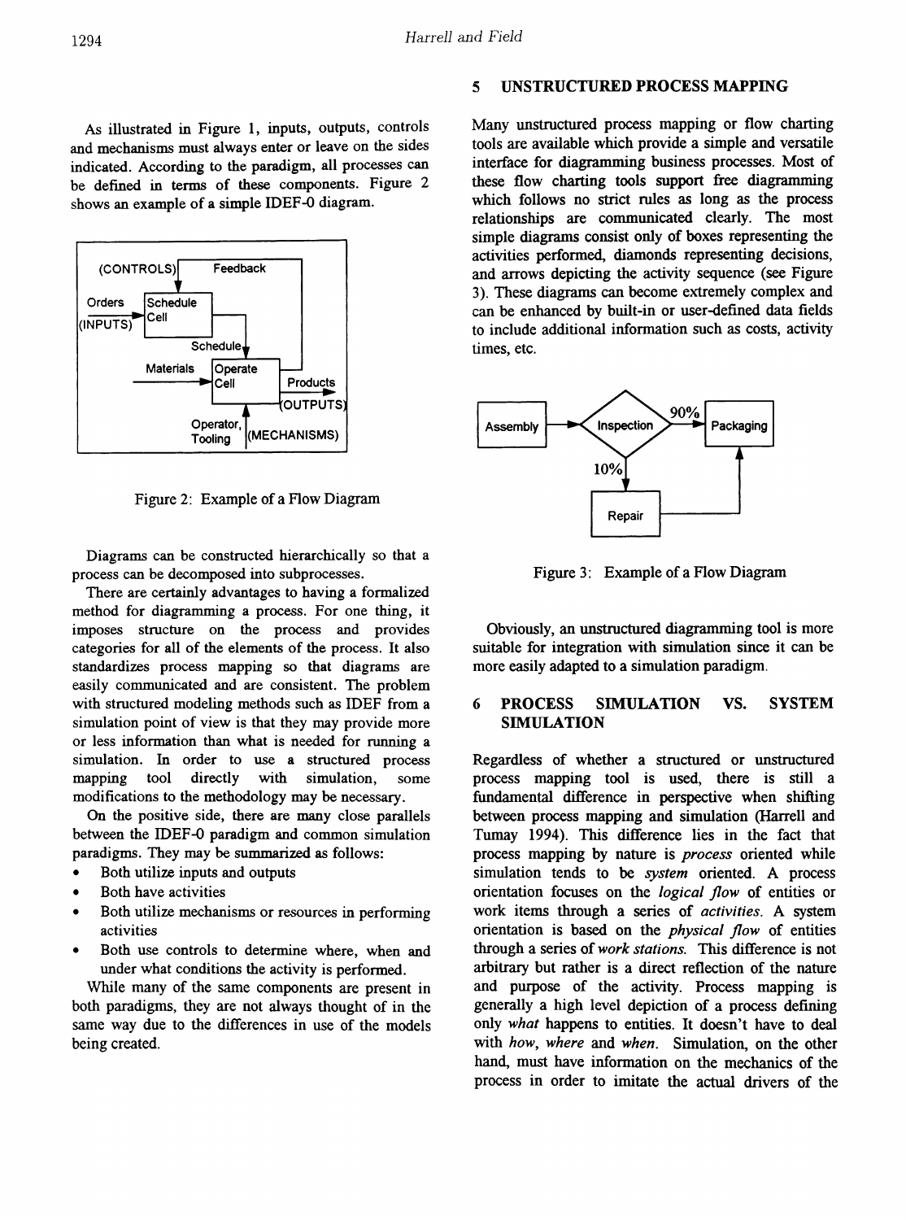As illustrated in Figure 1, inputs, outputs, controls and mechanisms must always enter or leave on the sides indicated. According to the paradigm, all processes can be defined in terms of these components. Figure 2 shows an example of a simple IDEF-0 diagram.

Figure 2: Example of a Flow Diagram

Diagrams can be constructed hierarchically so that a process can be decomposed into subprocesses.

There are certainly advantages to having a formalized method for diagramming a process. For one thing, it imposes structure on the process and provides categories for all of the elements of the process. It also standardizes process mapping so that diagrams are easily communicated and are consistent. The problem with structured modeling methods such as IDEF from a simulation point of view is that they may provide more or less information than what is needed for running a simulation. In order to use a structured process mapping tool directly with simulation, some modifications to the methodology may be necessary.

On the positive side, there are many close parallels between the IDEF-0 paradigm and common simulation paradigms. They may be summarized as follows:

- Both utilize inputs and outputs
- Both have activities
- Both utilize mechanisms or resources in performing activities
- Both use controls to determine where, when and under what conditions the activity is performed.

While many of the same components are present in both paradigms, they are not always thought of in the same way due to the differences in use of the models being created.

## 5 UNSTRUCTURED PROCESS MAPPING

Many unstructured process mapping or flow charting tools are available which provide a simple and versatile interface for diagramming business processes. Most of these flow charting tools support free diagramming which follows no strict rules as long as the process relationships are communicated clearly. The most simple diagrams consist only of boxes representing the activities performed, diamonds representing decisions, and arrows depicting the activity sequence (see Figure 3). These diagrams can become extremely complex and can be enhanced by built-in or user-defined data fields to include additional information such as costs, activity times, etc.

Figure 3: Example of a Flow Diagram

Obviously, an unstructured diagramming tool is more suitable for integration with simulation since it can be more easily adapted to a simulation paradigm.

## 6 PROCESS SIMULATION VS. SYSTEM SIMULATION

Regardless of whether a structured or unstructured process mapping tool is used, there is still a fundamental difference in perspective when shifting between process mapping and simulation (Harrell and Tumay 1994). This difference lies in the fact that process mapping by nature is *process* oriented while simulation tends to be *system* oriented. A process orientation focuses on the *logical flow* of entities or work items through a series of *activities*. A system orientation is based on the *physical flow* of entities through a series of *work stations*. This difference is not arbitrary but rather is a direct reflection of the nature and purpose of the activity. Process mapping is generally a high level depiction of a process defining only *what* happens to entities. It doesn't have to deal with *how*, *where* and *when*. Simulation, on the other hand, must have information on the mechanics of the process in order to imitate the actual drivers of the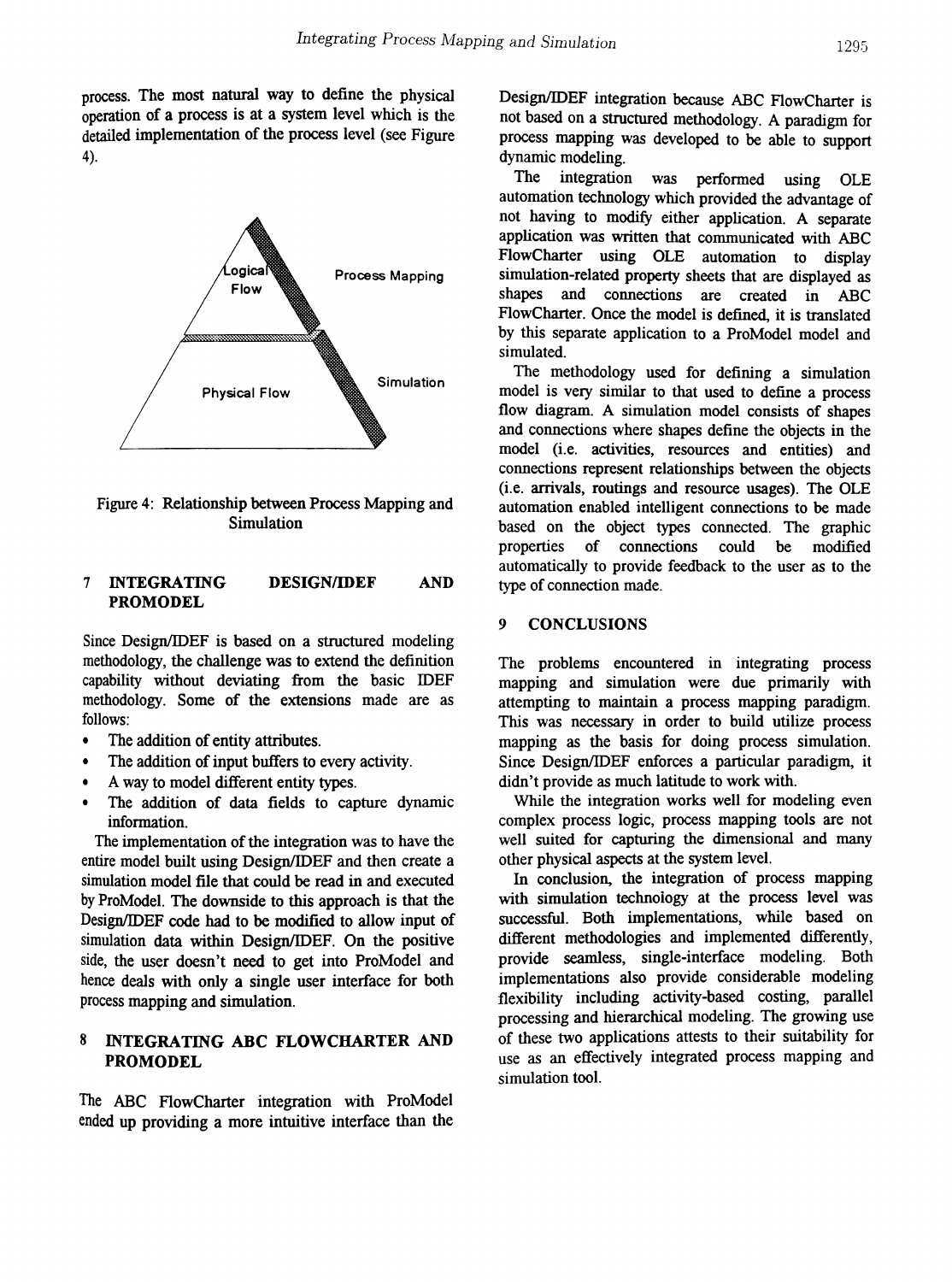process. The most natural way to define the physical operation of a process is at a system level which is the detailed implementation of the process level (see Figure 4).

Figure 4: Relationship between Process Mapping and Simulation

## 7 INTEGRATING DESIGN/IDEF AND PROMODEL

Since Design/IDEF is based on a structured modeling methodology, the challenge was to extend the definition capability without deviating from the basic IDEF methodology. Some of the extensions made are as follows:

- The addition of entity attributes.
- The addition of input buffers to every activity.
- A way to model different entity types.
- The addition of data fields to capture dynamic information.

The implementation of the integration was to have the entire model built using Design/IDEF and then create a simulation model file that could be read in and executed by ProModel. The downside to this approach is that the Design/IDEF code had to be modified to allow input of simulation data within Design/IDEF. On the positive side, the user doesn't need to get into ProModel and hence deals with only a single user interface for both process mapping and simulation.

## 8 INTEGRATING ABC FLOWCHARTER AND PROMODEL

The ABC FlowCharter integration with ProModel ended up providing a more intuitive interface than the Design/IDEF integration because ABC FlowCharter is not based on a structured methodology. A paradigm for process mapping was developed to be able to support dynamic modeling.

The integration was performed using OLE automation technology which provided the advantage of not having to modify either application. A separate application was written that communicated with ABC FlowCharter using OLE automation to display simulation-related property sheets that are displayed as shapes and connections are created in ABC FlowCharter. Once the model is defined, it is translated by this separate application to a ProModel model and simulated.

The methodology used for defining a simulation model is very similar to that used to define a process flow diagram. A simulation model consists of shapes and connections where shapes define the objects in the model (i.e. activities, resources and entities) and connections represent relationships between the objects (i.e. arrivals, routings and resource usages). The OLE automation enabled intelligent connections to be made based on the object types connected. The graphic properties of connections could be modified automatically to provide feedback to the user as to the type of connection made.

## 9 CONCLUSIONS

The problems encountered in integrating process mapping and simulation were due primarily with attempting to maintain a process mapping paradigm. This was necessary in order to build utilize process mapping as the basis for doing process simulation. Since Design/IDEF enforces a particular paradigm, it didn't provide as much latitude to work with.

While the integration works well for modeling even complex process logic, process mapping tools are not well suited for capturing the dimensional and many other physical aspects at the system level.

In conclusion, the integration of process mapping with simulation technology at the process level was successful. Both implementations, while based on different methodologies and implemented differently, provide seamless, single-interface modeling. Both implementations also provide considerable modeling flexibility including activity-based costing, parallel processing and hierarchical modeling. The growing use of these two applications attests to their suitability for use as an effectively integrated process mapping and simulation tool.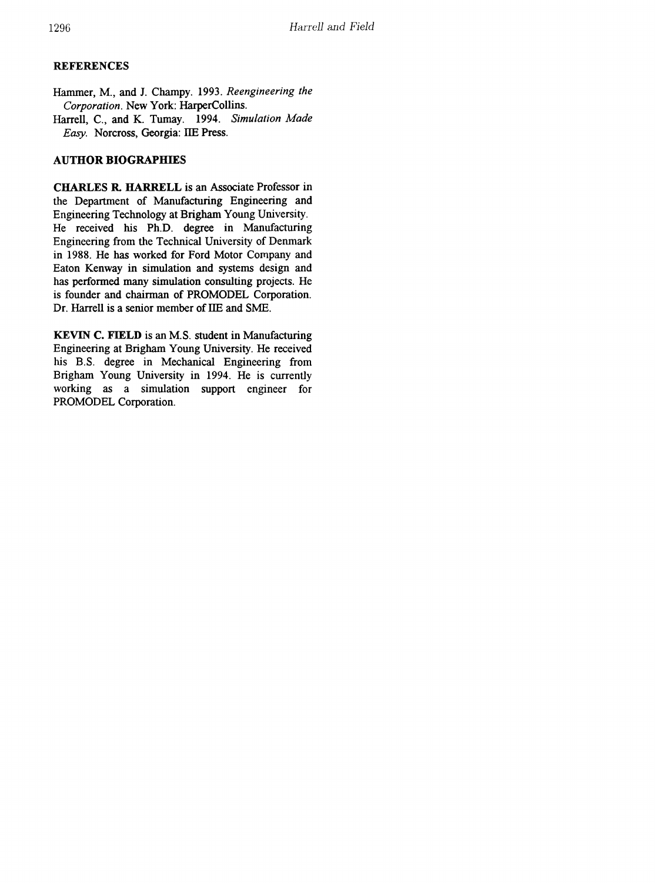## REFERENCES

Hammer, M., and J. Champy. 1993. *Reengineering the Corporation*. New York: HarperCollins.

Harrell, C., and K. Tumay. 1994. *Simulation Made Easy*. Norcross, Georgia: IIE Press.

## AUTHOR BIOGRAPHIES

**CHARLES R. HARRELL** is an Associate Professor in the Department of Manufacturing Engineering and Engineering Technology at Brigham Young University. He received his Ph.D. degree in Manufacturing Engineering from the Technical University of Denmark in 1988. He has worked for Ford Motor Company and Eaton Kenway in simulation and systems design and has performed many simulation consulting projects. He is founder and chairman of PROMODEL Corporation. Dr. Harrell is a senior member of IIE and SME.

**KEVIN C. FIELD** is an M.S. student in Manufacturing Engineering at Brigham Young University. He received his B.S. degree in Mechanical Engineering from Brigham Young University in 1994. He is currently working as a simulation support engineer for PROMODEL Corporation.